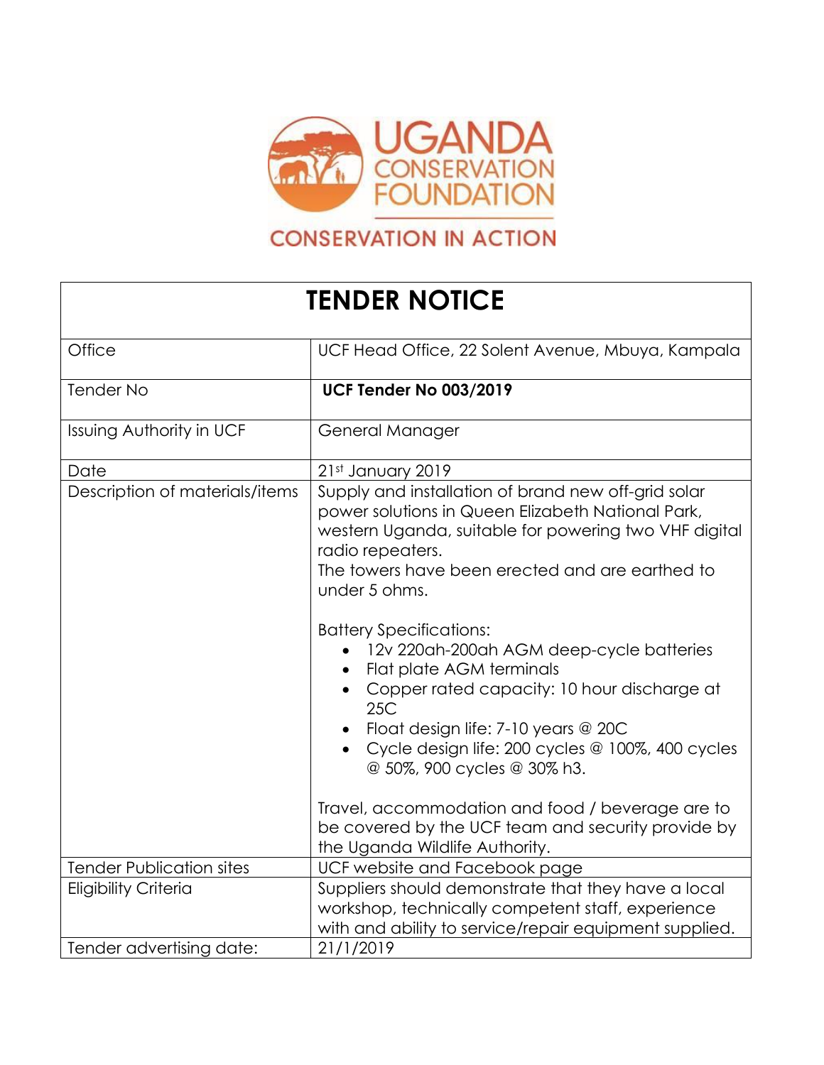UGANDA CONSERVATION FOUNDATION

CONSERVATION IN ACTION

| **TENDER NOTICE** | |
|---|---|
| Office | UCF Head Office, 22 Solent Avenue, Mbuya, Kampala |
| Tender No | **UCF Tender No 003/2019** |
| Issuing Authority in UCF | General Manager |
| Date | 21st January 2019 |
| Description of materials/items | Supply and installation of brand new off-grid solar power solutions in Queen Elizabeth National Park, western Uganda, suitable for powering two VHF digital radio repeaters.<br>The towers have been erected and are earthed to under 5 ohms.<br><br>Battery Specifications:<br>• 12v 220ah-200ah AGM deep-cycle batteries<br>• Flat plate AGM terminals<br>• Copper rated capacity: 10 hour discharge at 25C<br>• Float design life: 7-10 years @ 20C<br>• Cycle design life: 200 cycles @ 100%, 400 cycles @ 50%, 900 cycles @ 30% h3.<br><br>Travel, accommodation and food / beverage are to be covered by the UCF team and security provide by the Uganda Wildlife Authority. |
| Tender Publication sites | UCF website and Facebook page |
| Eligibility Criteria | Suppliers should demonstrate that they have a local workshop, technically competent staff, experience with and ability to service/repair equipment supplied. |
| Tender advertising date: | 21/1/2019 |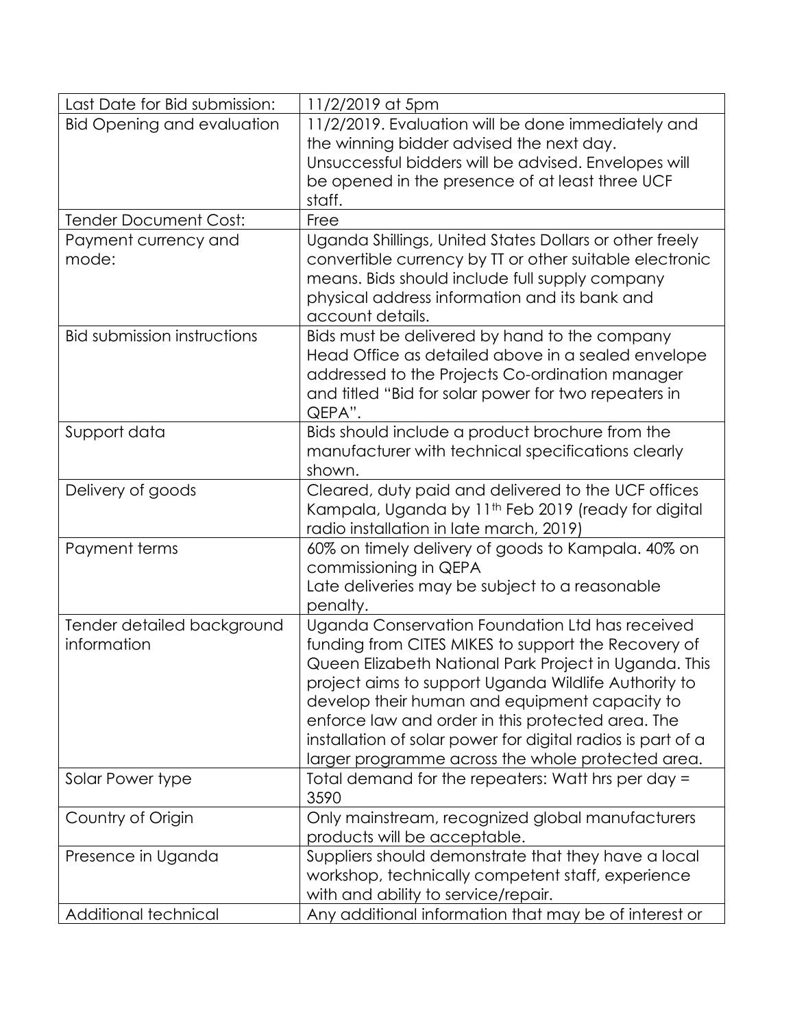| | |
|---|---|
| Last Date for Bid submission: | 11/2/2019 at 5pm |
| Bid Opening and evaluation | 11/2/2019. Evaluation will be done immediately and the winning bidder advised the next day. Unsuccessful bidders will be advised. Envelopes will be opened in the presence of at least three UCF staff. |
| Tender Document Cost: | Free |
| Payment currency and mode: | Uganda Shillings, United States Dollars or other freely convertible currency by TT or other suitable electronic means. Bids should include full supply company physical address information and its bank and account details. |
| Bid submission instructions | Bids must be delivered by hand to the company Head Office as detailed above in a sealed envelope addressed to the Projects Co-ordination manager and titled "Bid for solar power for two repeaters in QEPA". |
| Support data | Bids should include a product brochure from the manufacturer with technical specifications clearly shown. |
| Delivery of goods | Cleared, duty paid and delivered to the UCF offices Kampala, Uganda by 11th Feb 2019 (ready for digital radio installation in late march, 2019) |
| Payment terms | 60% on timely delivery of goods to Kampala. 40% on commissioning in QEPA<br>Late deliveries may be subject to a reasonable penalty. |
| Tender detailed background information | Uganda Conservation Foundation Ltd has received funding from CITES MIKES to support the Recovery of Queen Elizabeth National Park Project in Uganda. This project aims to support Uganda Wildlife Authority to develop their human and equipment capacity to enforce law and order in this protected area. The installation of solar power for digital radios is part of a larger programme across the whole protected area. |
| Solar Power type | Total demand for the repeaters: Watt hrs per day = 3590 |
| Country of Origin | Only mainstream, recognized global manufacturers products will be acceptable. |
| Presence in Uganda | Suppliers should demonstrate that they have a local workshop, technically competent staff, experience with and ability to service/repair. |
| Additional technical | Any additional information that may be of interest or |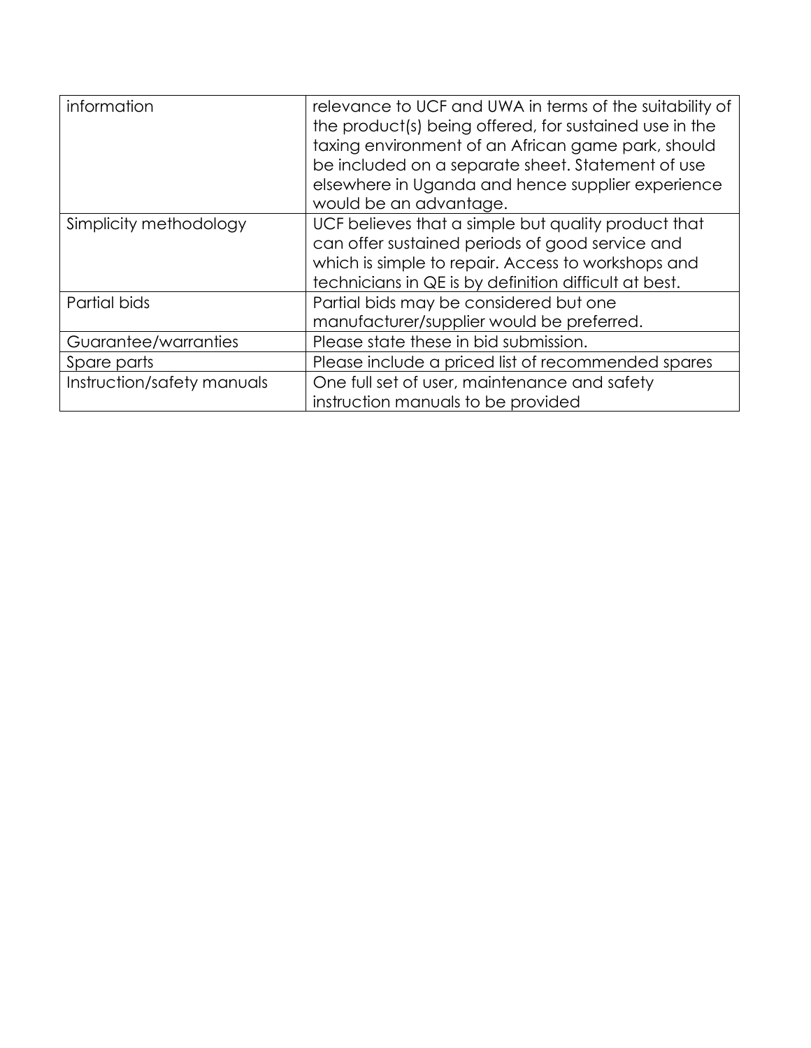| | |
|---|---|
| information | relevance to UCF and UWA in terms of the suitability of the product(s) being offered, for sustained use in the taxing environment of an African game park, should be included on a separate sheet. Statement of use elsewhere in Uganda and hence supplier experience would be an advantage. |
| Simplicity methodology | UCF believes that a simple but quality product that can offer sustained periods of good service and which is simple to repair. Access to workshops and technicians in QE is by definition difficult at best. |
| Partial bids | Partial bids may be considered but one manufacturer/supplier would be preferred. |
| Guarantee/warranties | Please state these in bid submission. |
| Spare parts | Please include a priced list of recommended spares |
| Instruction/safety manuals | One full set of user, maintenance and safety instruction manuals to be provided |